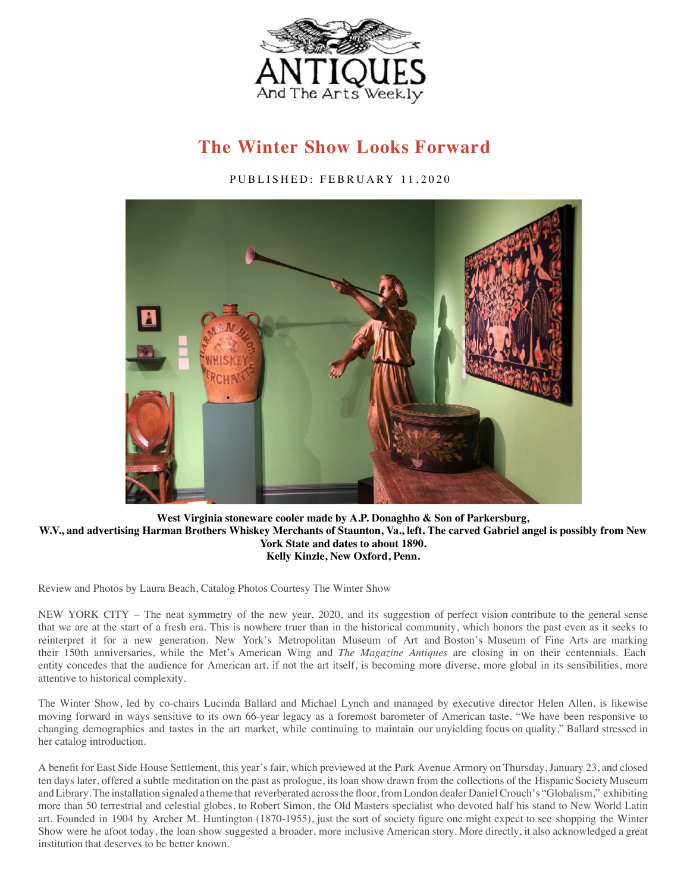# The Winter Show Looks Forward

PUBLISHED: FEBRUARY 11,2020

**West Virginia stoneware cooler made by A.P. Donaghho & Son of Parkersburg, W.V., and advertising Harman Brothers Whiskey Merchants of Staunton, Va., left. The carved Gabriel angel is possibly from New York State and dates to about 1890.**
**Kelly Kinzle, New Oxford, Penn.**

Review and Photos by Laura Beach, Catalog Photos Courtesy The Winter Show

NEW YORK CITY – The neat symmetry of the new year, 2020, and its suggestion of perfect vision contribute to the general sense that we are at the start of a fresh era. This is nowhere truer than in the historical community, which honors the past even as it seeks to reinterpret it for a new generation. New York's Metropolitan Museum of Art and Boston's Museum of Fine Arts are marking their 150th anniversaries, while the Met's American Wing and *The Magazine Antiques* are closing in on their centennials. Each entity concedes that the audience for American art, if not the art itself, is becoming more diverse, more global in its sensibilities, more attentive to historical complexity.

The Winter Show, led by co-chairs Lucinda Ballard and Michael Lynch and managed by executive director Helen Allen, is likewise moving forward in ways sensitive to its own 66-year legacy as a foremost barometer of American taste. "We have been responsive to changing demographics and tastes in the art market, while continuing to maintain our unyielding focus on quality," Ballard stressed in her catalog introduction.

A benefit for East Side House Settlement, this year's fair, which previewed at the Park Avenue Armory on Thursday, January 23, and closed ten days later, offered a subtle meditation on the past as prologue, its loan show drawn from the collections of the Hispanic Society Museum and Library. The installation signaled a theme that reverberated across the floor, from London dealer Daniel Crouch's "Globalism," exhibiting more than 50 terrestrial and celestial globes, to Robert Simon, the Old Masters specialist who devoted half his stand to New World Latin art. Founded in 1904 by Archer M. Huntington (1870-1955), just the sort of society figure one might expect to see shopping the Winter Show were he afoot today, the loan show suggested a broader, more inclusive American story. More directly, it also acknowledged a great institution that deserves to be better known.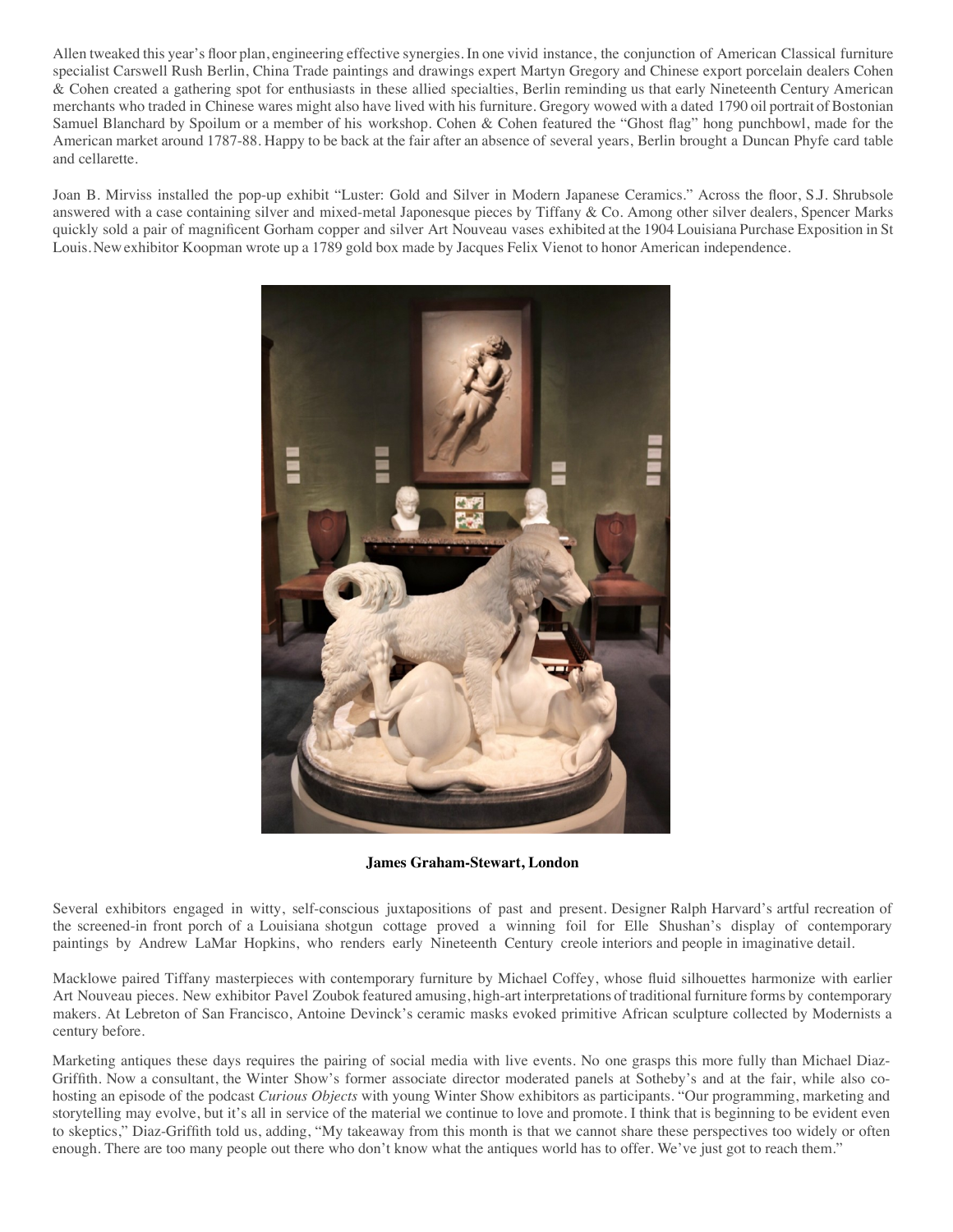Allen tweaked this year's floor plan, engineering effective synergies. In one vivid instance, the conjunction of American Classical furniture specialist Carswell Rush Berlin, China Trade paintings and drawings expert Martyn Gregory and Chinese export porcelain dealers Cohen & Cohen created a gathering spot for enthusiasts in these allied specialties, Berlin reminding us that early Nineteenth Century American merchants who traded in Chinese wares might also have lived with his furniture. Gregory wowed with a dated 1790 oil portrait of Bostonian Samuel Blanchard by Spoilum or a member of his workshop. Cohen & Cohen featured the "Ghost flag" hong punchbowl, made for the American market around 1787-88. Happy to be back at the fair after an absence of several years, Berlin brought a Duncan Phyfe card table and cellarette.

Joan B. Mirviss installed the pop-up exhibit "Luster: Gold and Silver in Modern Japanese Ceramics." Across the floor, S.J. Shrubsole answered with a case containing silver and mixed-metal Japonesque pieces by Tiffany & Co. Among other silver dealers, Spencer Marks quickly sold a pair of magnificent Gorham copper and silver Art Nouveau vases exhibited at the 1904 Louisiana Purchase Exposition in St Louis. New exhibitor Koopman wrote up a 1789 gold box made by Jacques Felix Vienot to honor American independence.

**James Graham-Stewart, London**

Several exhibitors engaged in witty, self-conscious juxtapositions of past and present. Designer Ralph Harvard's artful recreation of the screened-in front porch of a Louisiana shotgun cottage proved a winning foil for Elle Shushan's display of contemporary paintings by Andrew LaMar Hopkins, who renders early Nineteenth Century creole interiors and people in imaginative detail.

Macklowe paired Tiffany masterpieces with contemporary furniture by Michael Coffey, whose fluid silhouettes harmonize with earlier Art Nouveau pieces. New exhibitor Pavel Zoubok featured amusing, high-art interpretations of traditional furniture forms by contemporary makers. At Lebreton of San Francisco, Antoine Devinck's ceramic masks evoked primitive African sculpture collected by Modernists a century before.

Marketing antiques these days requires the pairing of social media with live events. No one grasps this more fully than Michael Diaz-Griffith. Now a consultant, the Winter Show's former associate director moderated panels at Sotheby's and at the fair, while also co-hosting an episode of the podcast *Curious Objects* with young Winter Show exhibitors as participants. "Our programming, marketing and storytelling may evolve, but it's all in service of the material we continue to love and promote. I think that is beginning to be evident even to skeptics," Diaz-Griffith told us, adding, "My takeaway from this month is that we cannot share these perspectives too widely or often enough. There are too many people out there who don't know what the antiques world has to offer. We've just got to reach them."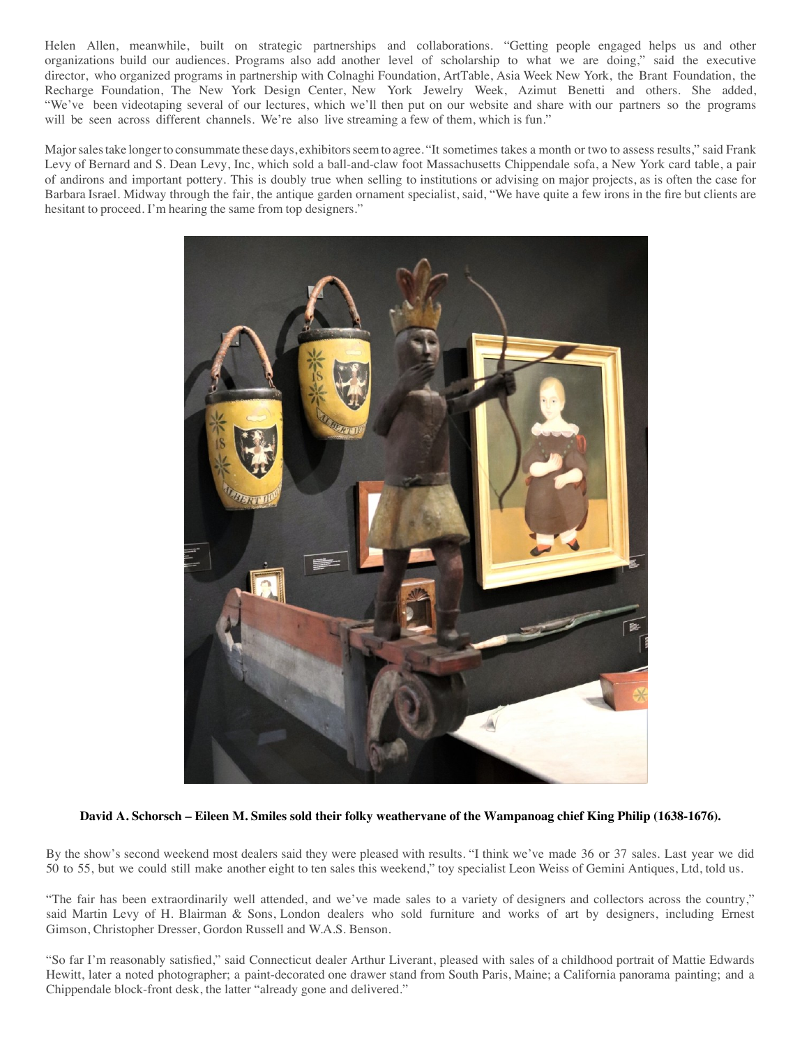Helen Allen, meanwhile, built on strategic partnerships and collaborations. "Getting people engaged helps us and other organizations build our audiences. Programs also add another level of scholarship to what we are doing," said the executive director, who organized programs in partnership with Colnaghi Foundation, ArtTable, Asia Week New York, the Brant Foundation, the Recharge Foundation, The New York Design Center, New York Jewelry Week, Azimut Benetti and others. She added, "We've been videotaping several of our lectures, which we'll then put on our website and share with our partners so the programs will be seen across different channels. We're also live streaming a few of them, which is fun."

Major sales take longer to consummate these days, exhibitors seem to agree. "It sometimes takes a month or two to assess results," said Frank Levy of Bernard and S. Dean Levy, Inc, which sold a ball-and-claw foot Massachusetts Chippendale sofa, a New York card table, a pair of andirons and important pottery. This is doubly true when selling to institutions or advising on major projects, as is often the case for Barbara Israel. Midway through the fair, the antique garden ornament specialist, said, "We have quite a few irons in the fire but clients are hesitant to proceed. I'm hearing the same from top designers."

**David A. Schorsch – Eileen M. Smiles sold their folky weathervane of the Wampanoag chief King Philip (1638-1676).**

By the show's second weekend most dealers said they were pleased with results. "I think we've made 36 or 37 sales. Last year we did 50 to 55, but we could still make another eight to ten sales this weekend," toy specialist Leon Weiss of Gemini Antiques, Ltd, told us.

"The fair has been extraordinarily well attended, and we've made sales to a variety of designers and collectors across the country," said Martin Levy of H. Blairman & Sons, London dealers who sold furniture and works of art by designers, including Ernest Gimson, Christopher Dresser, Gordon Russell and W.A.S. Benson.

"So far I'm reasonably satisfied," said Connecticut dealer Arthur Liverant, pleased with sales of a childhood portrait of Mattie Edwards Hewitt, later a noted photographer; a paint-decorated one drawer stand from South Paris, Maine; a California panorama painting; and a Chippendale block-front desk, the latter "already gone and delivered."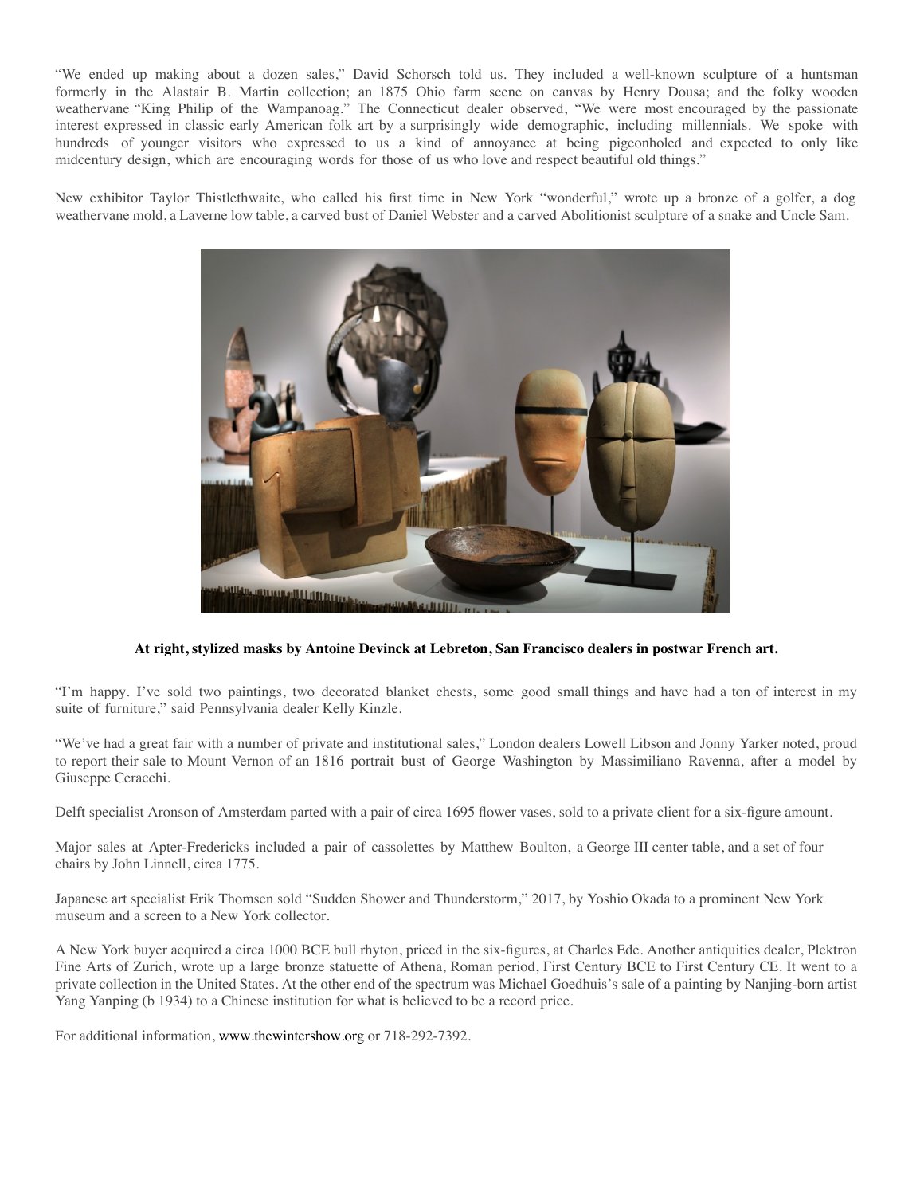"We ended up making about a dozen sales," David Schorsch told us. They included a well-known sculpture of a huntsman formerly in the Alastair B. Martin collection; an 1875 Ohio farm scene on canvas by Henry Dousa; and the folky wooden weathervane "King Philip of the Wampanoag." The Connecticut dealer observed, "We were most encouraged by the passionate interest expressed in classic early American folk art by a surprisingly wide demographic, including millennials. We spoke with hundreds of younger visitors who expressed to us a kind of annoyance at being pigeonholed and expected to only like midcentury design, which are encouraging words for those of us who love and respect beautiful old things."

New exhibitor Taylor Thistlethwaite, who called his first time in New York "wonderful," wrote up a bronze of a golfer, a dog weathervane mold, a Laverne low table, a carved bust of Daniel Webster and a carved Abolitionist sculpture of a snake and Uncle Sam.

**At right, stylized masks by Antoine Devinck at Lebreton, San Francisco dealers in postwar French art.**

"I'm happy. I've sold two paintings, two decorated blanket chests, some good small things and have had a ton of interest in my suite of furniture," said Pennsylvania dealer Kelly Kinzle.

"We've had a great fair with a number of private and institutional sales," London dealers Lowell Libson and Jonny Yarker noted, proud to report their sale to Mount Vernon of an 1816 portrait bust of George Washington by Massimiliano Ravenna, after a model by Giuseppe Ceracchi.

Delft specialist Aronson of Amsterdam parted with a pair of circa 1695 flower vases, sold to a private client for a six-figure amount.

Major sales at Apter-Fredericks included a pair of cassolettes by Matthew Boulton, a George III center table, and a set of four chairs by John Linnell, circa 1775.

Japanese art specialist Erik Thomsen sold "Sudden Shower and Thunderstorm," 2017, by Yoshio Okada to a prominent New York museum and a screen to a New York collector.

A New York buyer acquired a circa 1000 BCE bull rhyton, priced in the six-figures, at Charles Ede. Another antiquities dealer, Plektron Fine Arts of Zurich, wrote up a large bronze statuette of Athena, Roman period, First Century BCE to First Century CE. It went to a private collection in the United States. At the other end of the spectrum was Michael Goedhuis's sale of a painting by Nanjing-born artist Yang Yanping (b 1934) to a Chinese institution for what is believed to be a record price.

For additional information, www.thewintershow.org or 718-292-7392.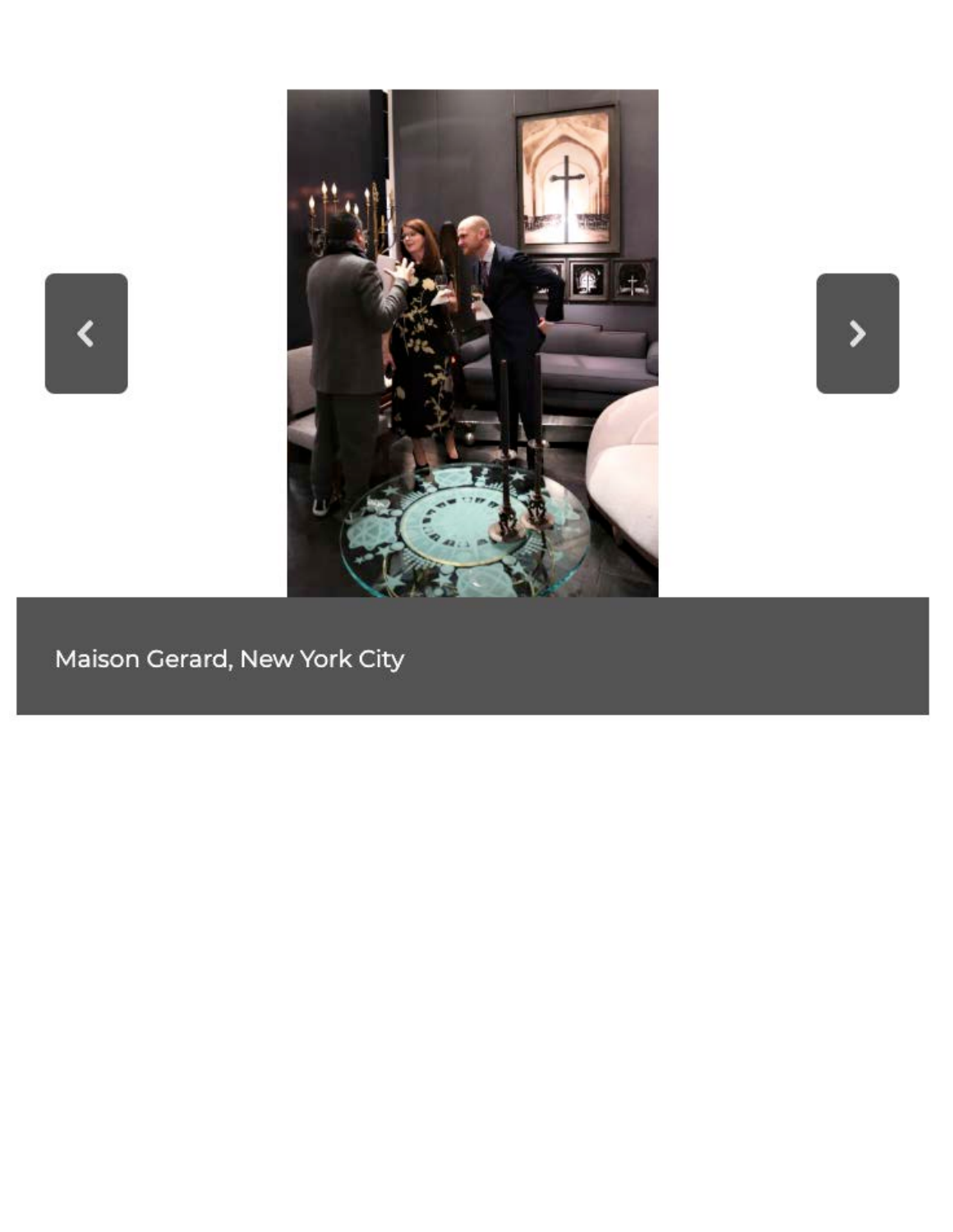Maison Gerard, New York City